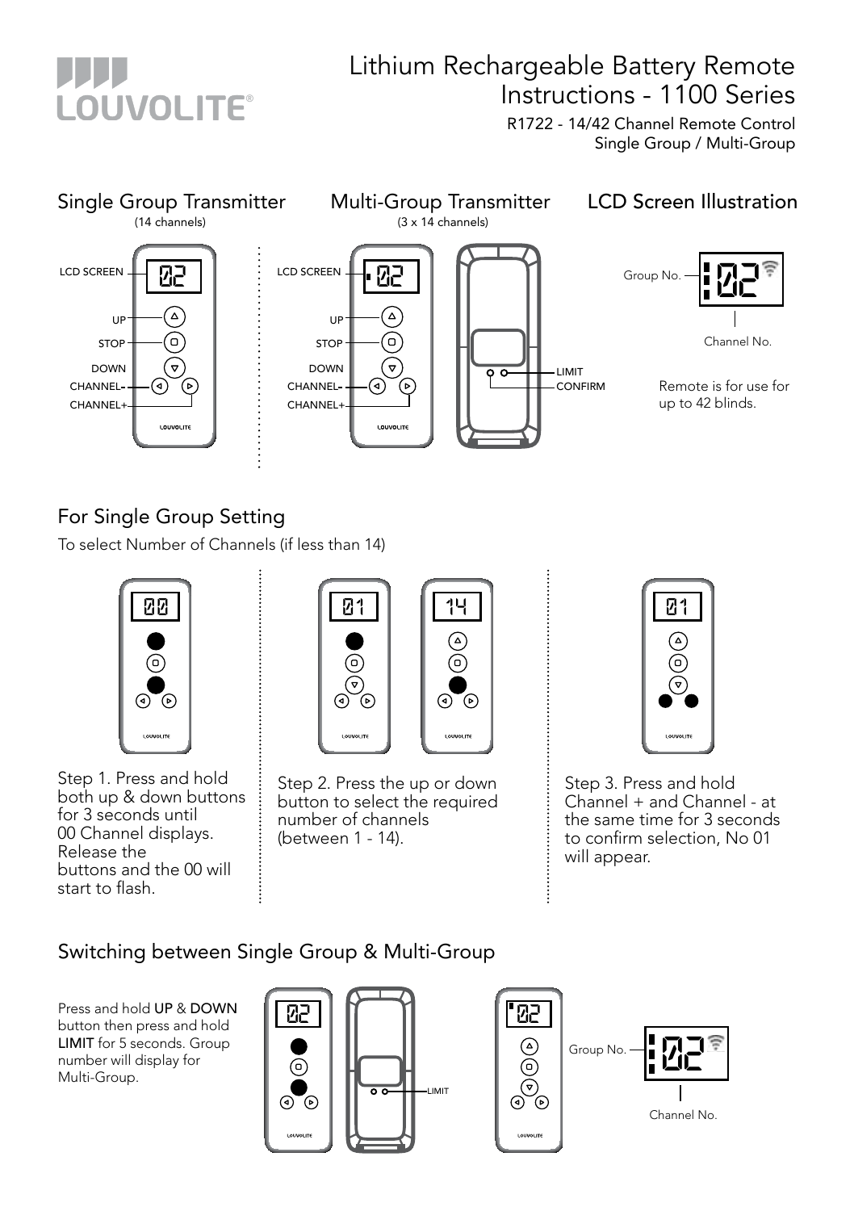# Lithium Rechargeable Battery Remote Instructions - 1100 Series

R1722 - 14/42 Channel Remote Control
Single Group / Multi-Group

## Single Group Transmitter

(14 channels)

LCD SCREEN
UP
STOP
DOWN
CHANNEL-
CHANNEL+

## Multi-Group Transmitter

(3 x 14 channels)

LCD SCREEN
UP
STOP
DOWN
CHANNEL-
CHANNEL+
LIMIT
CONFIRM

## LCD Screen Illustration

Group No.
Channel No.

Remote is for use for up to 42 blinds.

## For Single Group Setting

To select Number of Channels (if less than 14)

Step 1. Press and hold both up & down buttons for 3 seconds until 00 Channel displays. Release the buttons and the 00 will start to flash.

Step 2. Press the up or down button to select the required number of channels (between 1 - 14).

Step 3. Press and hold Channel + and Channel - at the same time for 3 seconds to confirm selection, No 01 will appear.

## Switching between Single Group & Multi-Group

Press and hold **UP** & **DOWN** button then press and hold **LIMIT** for 5 seconds. Group number will display for Multi-Group.

LIMIT

Group No.
Channel No.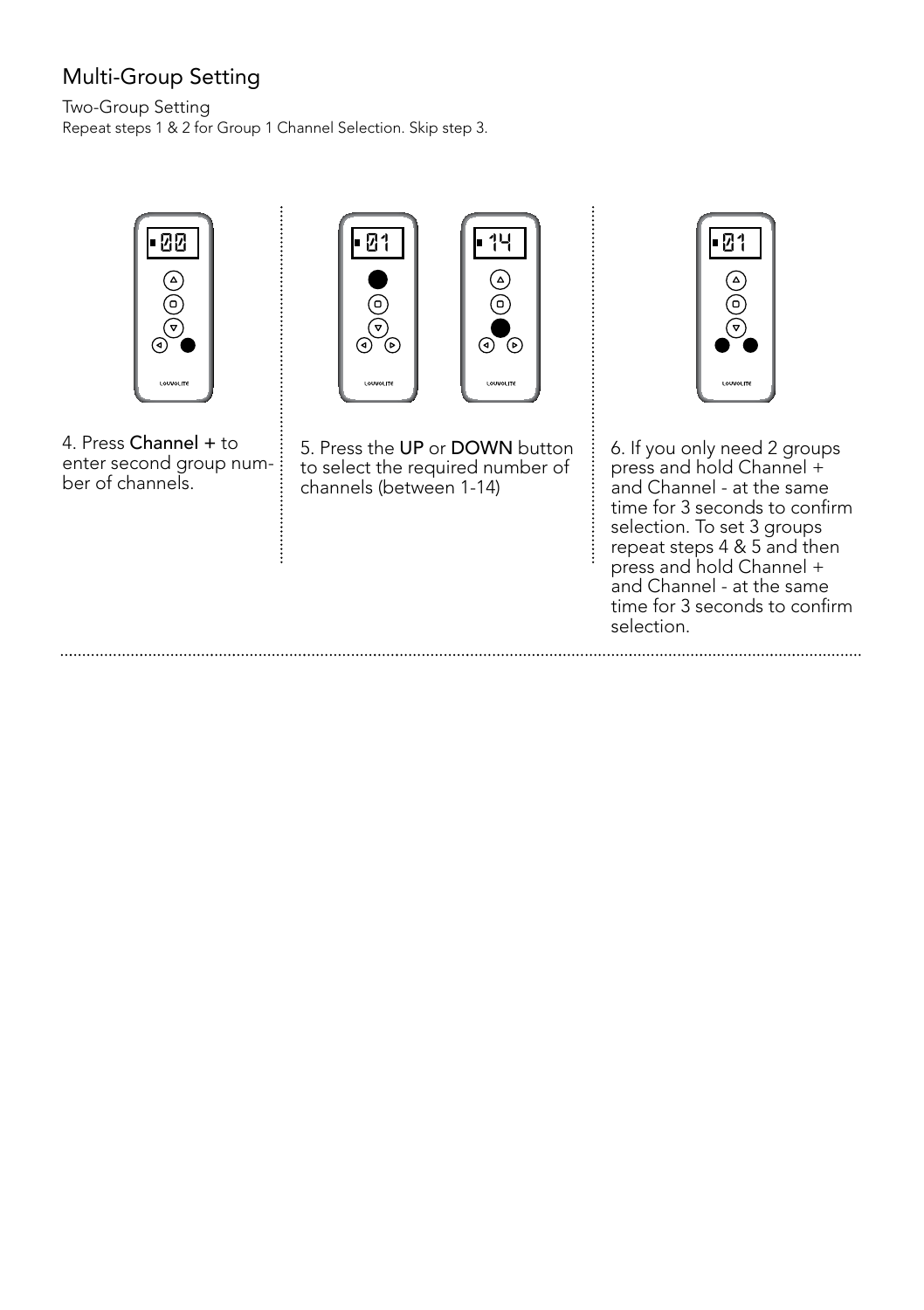# Multi-Group Setting

Two-Group Setting

Repeat steps 1 & 2 for Group 1 Channel Selection. Skip step 3.

4. Press **Channel +** to enter second group number of channels.

5. Press the **UP** or **DOWN** button to select the required number of channels (between 1-14)

6. If you only need 2 groups press and hold Channel + and Channel - at the same time for 3 seconds to confirm selection. To set 3 groups repeat steps 4 & 5 and then press and hold Channel + and Channel - at the same time for 3 seconds to confirm selection.